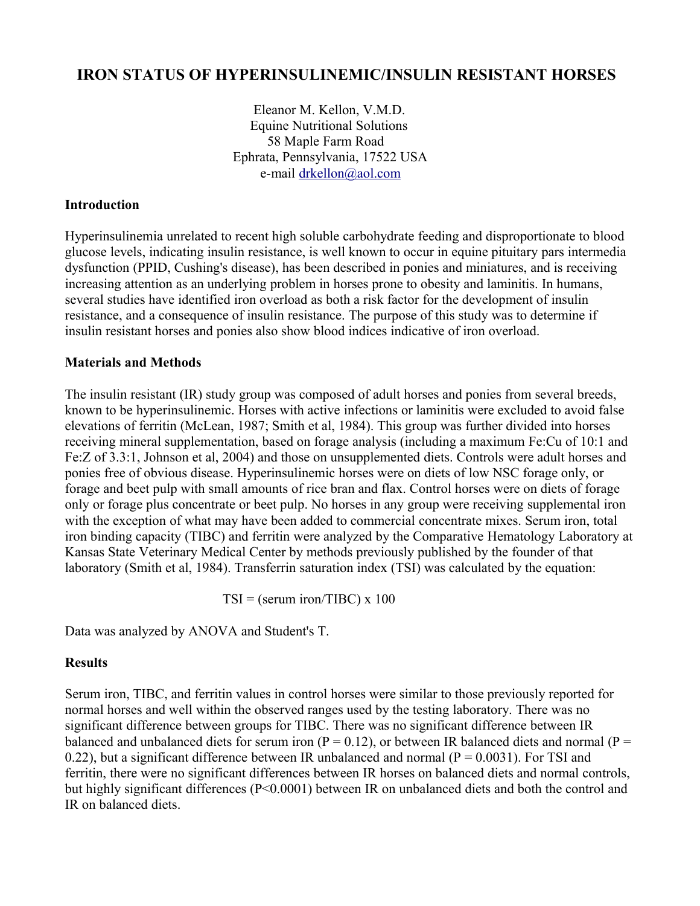# IRON STATUS OF HYPERINSULINEMIC/INSULIN RESISTANT HORSES

Eleanor M. Kellon, V.M.D.
Equine Nutritional Solutions
58 Maple Farm Road
Ephrata, Pennsylvania, 17522 USA
e-mail drkellon@aol.com

**Introduction**

Hyperinsulinemia unrelated to recent high soluble carbohydrate feeding and disproportionate to blood glucose levels, indicating insulin resistance, is well known to occur in equine pituitary pars intermedia dysfunction (PPID, Cushing's disease), has been described in ponies and miniatures, and is receiving increasing attention as an underlying problem in horses prone to obesity and laminitis. In humans, several studies have identified iron overload as both a risk factor for the development of insulin resistance, and a consequence of insulin resistance. The purpose of this study was to determine if insulin resistant horses and ponies also show blood indices indicative of iron overload.

**Materials and Methods**

The insulin resistant (IR) study group was composed of adult horses and ponies from several breeds, known to be hyperinsulinemic. Horses with active infections or laminitis were excluded to avoid false elevations of ferritin (McLean, 1987; Smith et al, 1984). This group was further divided into horses receiving mineral supplementation, based on forage analysis (including a maximum Fe:Cu of 10:1 and Fe:Z of 3.3:1, Johnson et al, 2004) and those on unsupplemented diets. Controls were adult horses and ponies free of obvious disease. Hyperinsulinemic horses were on diets of low NSC forage only, or forage and beet pulp with small amounts of rice bran and flax. Control horses were on diets of forage only or forage plus concentrate or beet pulp. No horses in any group were receiving supplemental iron with the exception of what may have been added to commercial concentrate mixes. Serum iron, total iron binding capacity (TIBC) and ferritin were analyzed by the Comparative Hematology Laboratory at Kansas State Veterinary Medical Center by methods previously published by the founder of that laboratory (Smith et al, 1984). Transferrin saturation index (TSI) was calculated by the equation:

$$\text{TSI} = (\text{serum iron}/\text{TIBC}) \times 100$$

Data was analyzed by ANOVA and Student's T.

**Results**

Serum iron, TIBC, and ferritin values in control horses were similar to those previously reported for normal horses and well within the observed ranges used by the testing laboratory. There was no significant difference between groups for TIBC. There was no significant difference between IR balanced and unbalanced diets for serum iron ($P = 0.12$), or between IR balanced diets and normal ($P = 0.22$), but a significant difference between IR unbalanced and normal ($P = 0.0031$). For TSI and ferritin, there were no significant differences between IR horses on balanced diets and normal controls, but highly significant differences ($P<0.0001$) between IR on unbalanced diets and both the control and IR on balanced diets.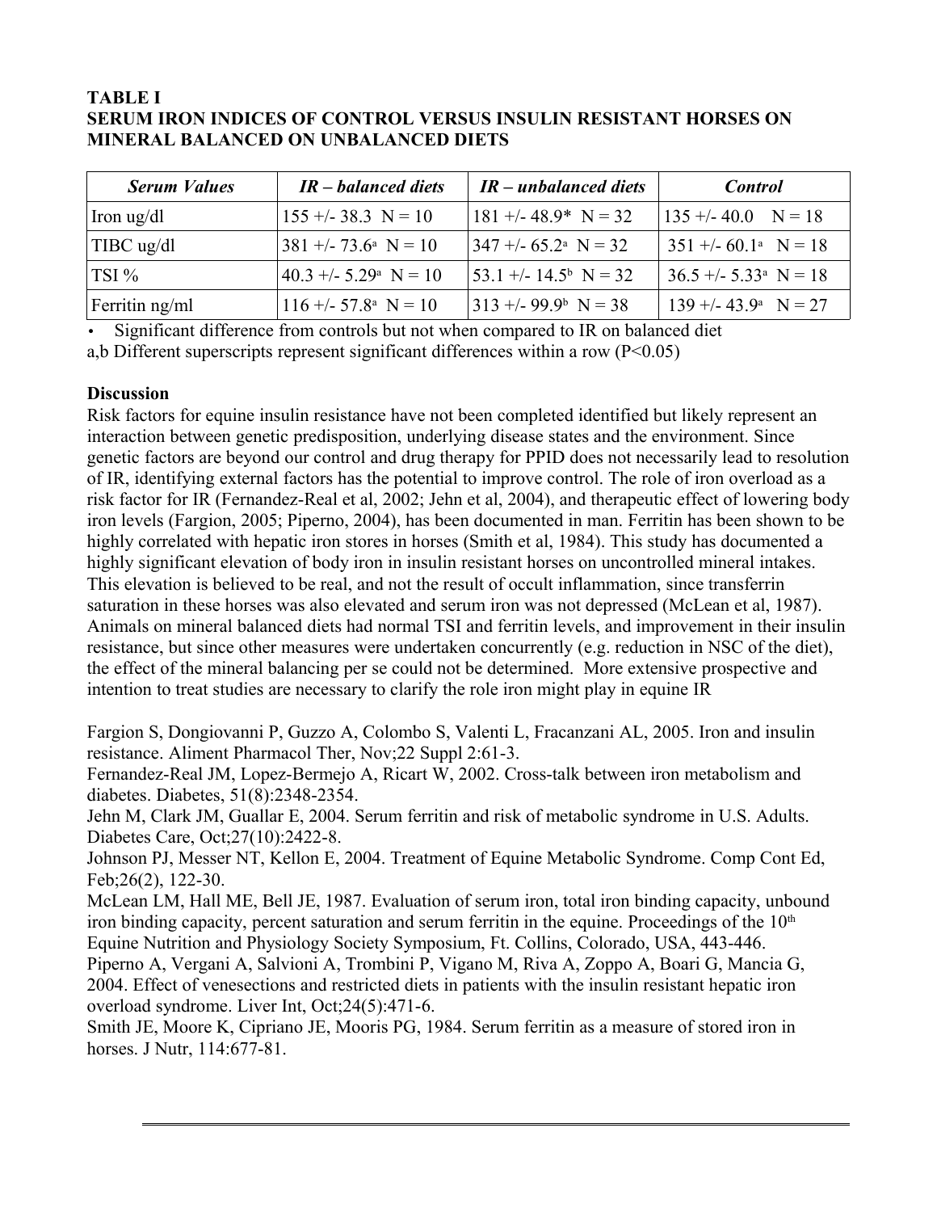**TABLE I**
**SERUM IRON INDICES OF CONTROL VERSUS INSULIN RESISTANT HORSES ON MINERAL BALANCED ON UNBALANCED DIETS**

| *Serum Values* | *IR – balanced diets* | *IR – unbalanced diets* | *Control* |
|---|---|---|---|
| Iron ug/dl | 155 +/- 38.3 N = 10 | 181 +/- 48.9* N = 32 | 135 +/- 40.0 N = 18 |
| TIBC ug/dl | 381 +/- 73.6[a] N = 10 | 347 +/- 65.2[a] N = 32 | 351 +/- 60.1[a] N = 18 |
| TSI % | 40.3 +/- 5.29[a] N = 10 | 53.1 +/- 14.5[b] N = 32 | 36.5 +/- 5.33[a] N = 18 |
| Ferritin ng/ml | 116 +/- 57.8[a] N = 10 | 313 +/- 99.9[b] N = 38 | 139 +/- 43.9[a] N = 27 |

- Significant difference from controls but not when compared to IR on balanced diet

a,b Different superscripts represent significant differences within a row (P<0.05)

**Discussion**

Risk factors for equine insulin resistance have not been completed identified but likely represent an interaction between genetic predisposition, underlying disease states and the environment. Since genetic factors are beyond our control and drug therapy for PPID does not necessarily lead to resolution of IR, identifying external factors has the potential to improve control. The role of iron overload as a risk factor for IR (Fernandez-Real et al, 2002; Jehn et al, 2004), and therapeutic effect of lowering body iron levels (Fargion, 2005; Piperno, 2004), has been documented in man. Ferritin has been shown to be highly correlated with hepatic iron stores in horses (Smith et al, 1984). This study has documented a highly significant elevation of body iron in insulin resistant horses on uncontrolled mineral intakes. This elevation is believed to be real, and not the result of occult inflammation, since transferrin saturation in these horses was also elevated and serum iron was not depressed (McLean et al, 1987). Animals on mineral balanced diets had normal TSI and ferritin levels, and improvement in their insulin resistance, but since other measures were undertaken concurrently (e.g. reduction in NSC of the diet), the effect of the mineral balancing per se could not be determined. More extensive prospective and intention to treat studies are necessary to clarify the role iron might play in equine IR

Fargion S, Dongiovanni P, Guzzo A, Colombo S, Valenti L, Fracanzani AL, 2005. Iron and insulin resistance. Aliment Pharmacol Ther, Nov;22 Suppl 2:61-3.

Fernandez-Real JM, Lopez-Bermejo A, Ricart W, 2002. Cross-talk between iron metabolism and diabetes. Diabetes, 51(8):2348-2354.

Jehn M, Clark JM, Guallar E, 2004. Serum ferritin and risk of metabolic syndrome in U.S. Adults. Diabetes Care, Oct;27(10):2422-8.

Johnson PJ, Messer NT, Kellon E, 2004. Treatment of Equine Metabolic Syndrome. Comp Cont Ed, Feb;26(2), 122-30.

McLean LM, Hall ME, Bell JE, 1987. Evaluation of serum iron, total iron binding capacity, unbound iron binding capacity, percent saturation and serum ferritin in the equine. Proceedings of the 10th Equine Nutrition and Physiology Society Symposium, Ft. Collins, Colorado, USA, 443-446.

Piperno A, Vergani A, Salvioni A, Trombini P, Vigano M, Riva A, Zoppo A, Boari G, Mancia G, 2004. Effect of venesections and restricted diets in patients with the insulin resistant hepatic iron overload syndrome. Liver Int, Oct;24(5):471-6.

Smith JE, Moore K, Cipriano JE, Mooris PG, 1984. Serum ferritin as a measure of stored iron in horses. J Nutr, 114:677-81.